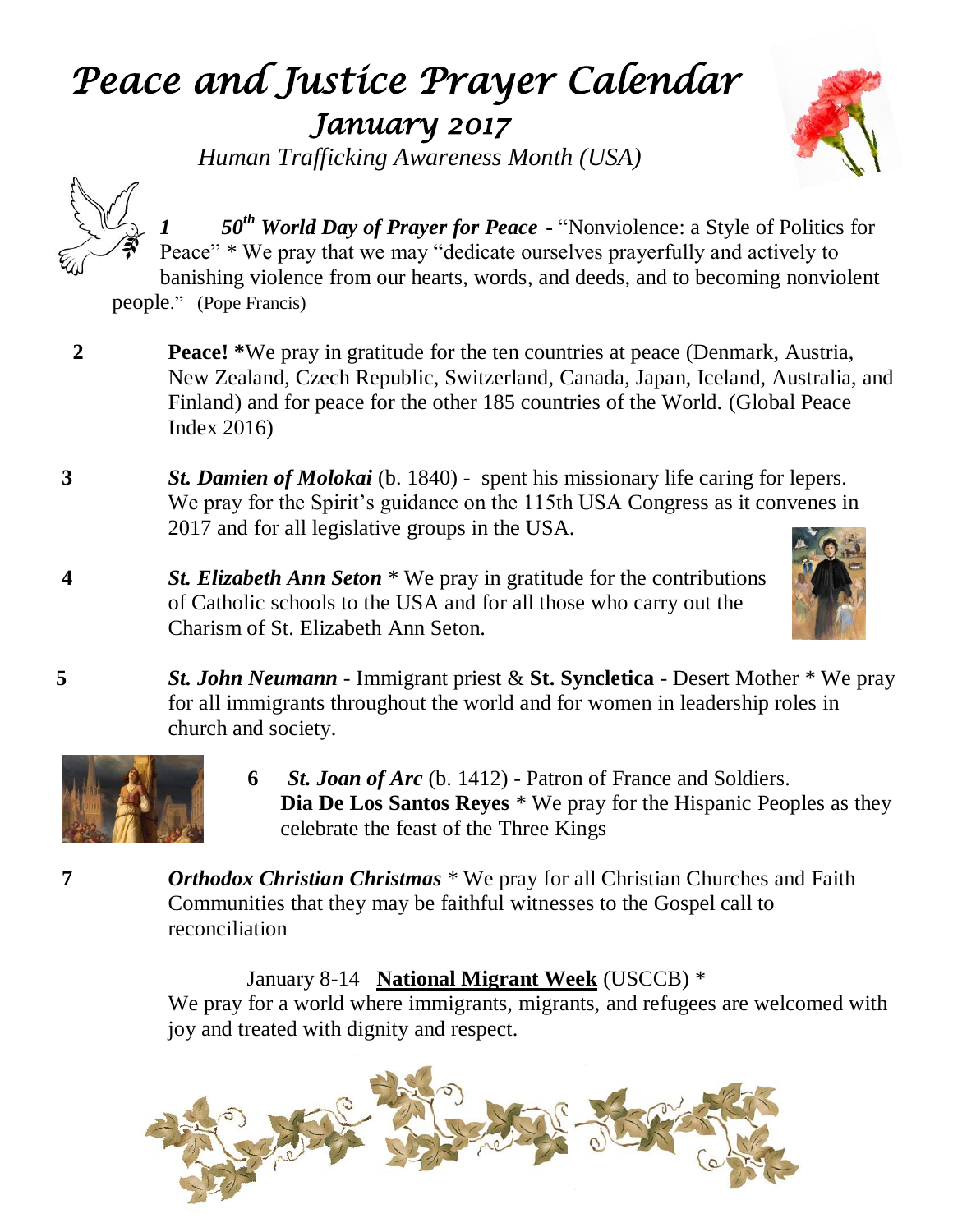# Peace and Justice Prayer Calendar

## January 2017

*Human Trafficking Awareness Month (USA)*

***1 50th World Day of Prayer for Peace*** - "Nonviolence: a Style of Politics for Peace" * We pray that we may "dedicate ourselves prayerfully and actively to banishing violence from our hearts, words, and deeds, and to becoming nonviolent people." (Pope Francis)

**2** **Peace! ***We pray in gratitude for the ten countries at peace (Denmark, Austria, New Zealand, Czech Republic, Switzerland, Canada, Japan, Iceland, Australia, and Finland) and for peace for the other 185 countries of the World. (Global Peace Index 2016)

**3** ***St. Damien of Molokai*** (b. 1840) - spent his missionary life caring for lepers. We pray for the Spirit's guidance on the 115th USA Congress as it convenes in 2017 and for all legislative groups in the USA.

**4** ***St. Elizabeth Ann Seton*** * We pray in gratitude for the contributions of Catholic schools to the USA and for all those who carry out the Charism of St. Elizabeth Ann Seton.

**5** ***St. John Neumann*** - Immigrant priest & **St. Syncletica** - Desert Mother * We pray for all immigrants throughout the world and for women in leadership roles in church and society.

**6** ***St. Joan of Arc*** (b. 1412) - Patron of France and Soldiers. **Dia De Los Santos Reyes** * We pray for the Hispanic Peoples as they celebrate the feast of the Three Kings

**7** ***Orthodox Christian Christmas*** * We pray for all Christian Churches and Faith Communities that they may be faithful witnesses to the Gospel call to reconciliation

January 8-14 **National Migrant Week** (USCCB) * We pray for a world where immigrants, migrants, and refugees are welcomed with joy and treated with dignity and respect.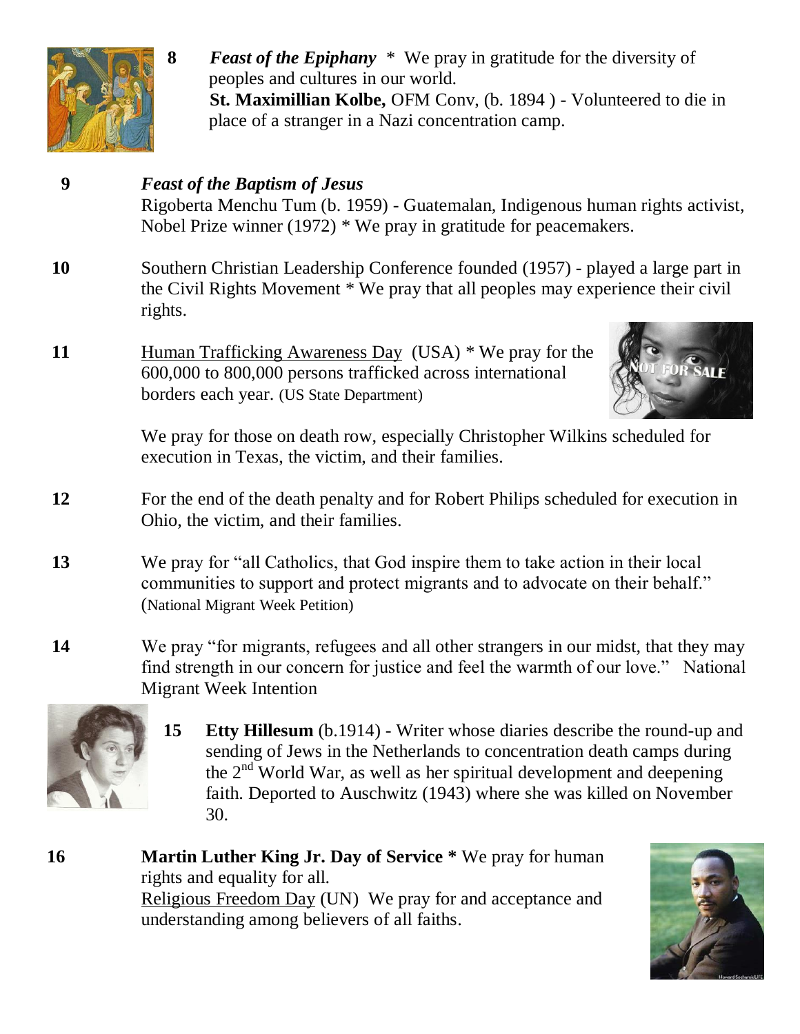**8** ***Feast of the Epiphany*** * We pray in gratitude for the diversity of peoples and cultures in our world.
**St. Maximillian Kolbe,** OFM Conv, (b. 1894 ) - Volunteered to die in place of a stranger in a Nazi concentration camp.

**9** ***Feast of the Baptism of Jesus***
Rigoberta Menchu Tum (b. 1959) - Guatemalan, Indigenous human rights activist, Nobel Prize winner (1972) * We pray in gratitude for peacemakers.

**10** Southern Christian Leadership Conference founded (1957) - played a large part in the Civil Rights Movement * We pray that all peoples may experience their civil rights.

**11** Human Trafficking Awareness Day (USA) * We pray for the 600,000 to 800,000 persons trafficked across international borders each year. (US State Department)

We pray for those on death row, especially Christopher Wilkins scheduled for execution in Texas, the victim, and their families.

**12** For the end of the death penalty and for Robert Philips scheduled for execution in Ohio, the victim, and their families.

**13** We pray for "all Catholics, that God inspire them to take action in their local communities to support and protect migrants and to advocate on their behalf." (National Migrant Week Petition)

**14** We pray "for migrants, refugees and all other strangers in our midst, that they may find strength in our concern for justice and feel the warmth of our love." National Migrant Week Intention

**15** **Etty Hillesum** (b.1914) - Writer whose diaries describe the round-up and sending of Jews in the Netherlands to concentration death camps during the 2nd World War, as well as her spiritual development and deepening faith. Deported to Auschwitz (1943) where she was killed on November 30.

**16** **Martin Luther King Jr. Day of Service *** We pray for human rights and equality for all.
Religious Freedom Day (UN) We pray for and acceptance and understanding among believers of all faiths.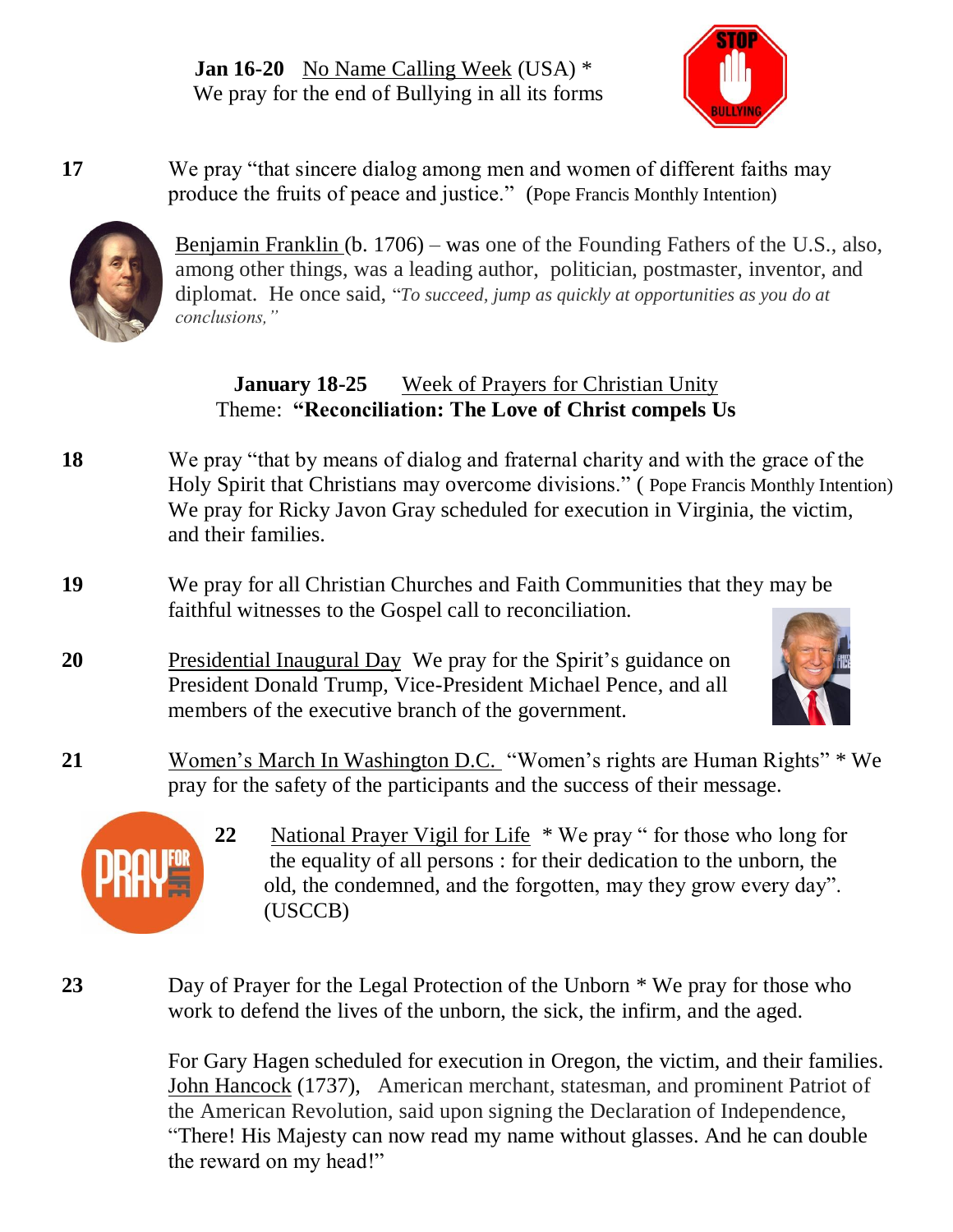**Jan 16-20** No Name Calling Week (USA) *
We pray for the end of Bullying in all its forms

**17** We pray "that sincere dialog among men and women of different faiths may produce the fruits of peace and justice." (Pope Francis Monthly Intention)

Benjamin Franklin (b. 1706) – was one of the Founding Fathers of the U.S., also, among other things, was a leading author, politician, postmaster, inventor, and diplomat. He once said, *"To succeed, jump as quickly at opportunities as you do at conclusions,"*

**January 18-25** Week of Prayers for Christian Unity
Theme: **"Reconciliation: The Love of Christ compels Us**

**18** We pray "that by means of dialog and fraternal charity and with the grace of the Holy Spirit that Christians may overcome divisions." ( Pope Francis Monthly Intention)
We pray for Ricky Javon Gray scheduled for execution in Virginia, the victim, and their families.

**19** We pray for all Christian Churches and Faith Communities that they may be faithful witnesses to the Gospel call to reconciliation.

**20** Presidential Inaugural Day We pray for the Spirit's guidance on President Donald Trump, Vice-President Michael Pence, and all members of the executive branch of the government.

**21** Women's March In Washington D.C. "Women's rights are Human Rights" * We pray for the safety of the participants and the success of their message.

**22** National Prayer Vigil for Life * We pray " for those who long for the equality of all persons : for their dedication to the unborn, the old, the condemned, and the forgotten, may they grow every day". (USCCB)

**23** Day of Prayer for the Legal Protection of the Unborn * We pray for those who work to defend the lives of the unborn, the sick, the infirm, and the aged.

For Gary Hagen scheduled for execution in Oregon, the victim, and their families.
John Hancock (1737), American merchant, statesman, and prominent Patriot of the American Revolution, said upon signing the Declaration of Independence, "There! His Majesty can now read my name without glasses. And he can double the reward on my head!"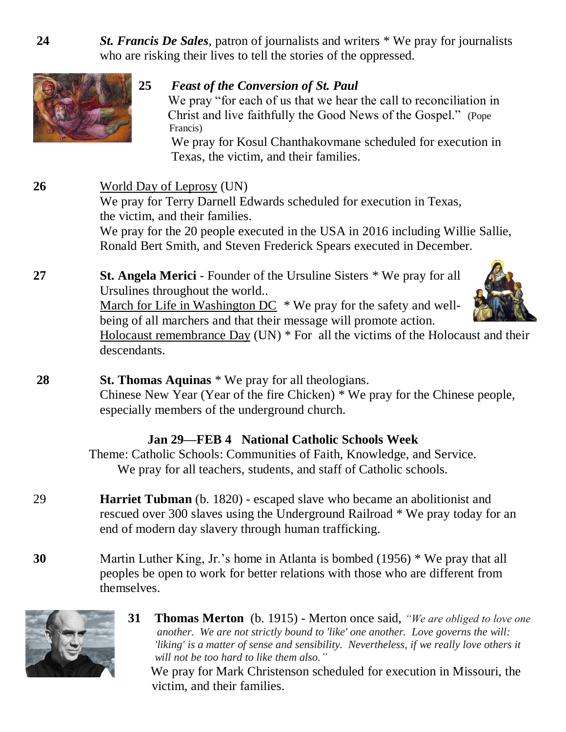**24** ***St. Francis De Sales***, patron of journalists and writers * We pray for journalists who are risking their lives to tell the stories of the oppressed.

**25** ***Feast of the Conversion of St. Paul***

We pray "for each of us that we hear the call to reconciliation in Christ and live faithfully the Good News of the Gospel." (Pope Francis)

We pray for Kosul Chanthakovmane scheduled for execution in Texas, the victim, and their families.

**26** World Day of Leprosy (UN)

We pray for Terry Darnell Edwards scheduled for execution in Texas, the victim, and their families.

We pray for the 20 people executed in the USA in 2016 including Willie Sallie, Ronald Bert Smith, and Steven Frederick Spears executed in December.

**27** **St. Angela Merici** - Founder of the Ursuline Sisters * We pray for all Ursulines throughout the world..

March for Life in Washington DC * We pray for the safety and well-being of all marchers and that their message will promote action.

Holocaust remembrance Day (UN) * For all the victims of the Holocaust and their descendants.

**28** **St. Thomas Aquinas** * We pray for all theologians.

Chinese New Year (Year of the fire Chicken) * We pray for the Chinese people, especially members of the underground church.

**Jan 29—FEB 4 National Catholic Schools Week**

Theme: Catholic Schools: Communities of Faith, Knowledge, and Service.

We pray for all teachers, students, and staff of Catholic schools.

29 **Harriet Tubman** (b. 1820) - escaped slave who became an abolitionist and rescued over 300 slaves using the Underground Railroad * We pray today for an end of modern day slavery through human trafficking.

**30** Martin Luther King, Jr.'s home in Atlanta is bombed (1956) * We pray that all peoples be open to work for better relations with those who are different from themselves.

**31** **Thomas Merton** (b. 1915) - Merton once said, *"We are obliged to love one another. We are not strictly bound to 'like' one another. Love governs the will: 'liking' is a matter of sense and sensibility. Nevertheless, if we really love others it will not be too hard to like them also."*

We pray for Mark Christenson scheduled for execution in Missouri, the victim, and their families.